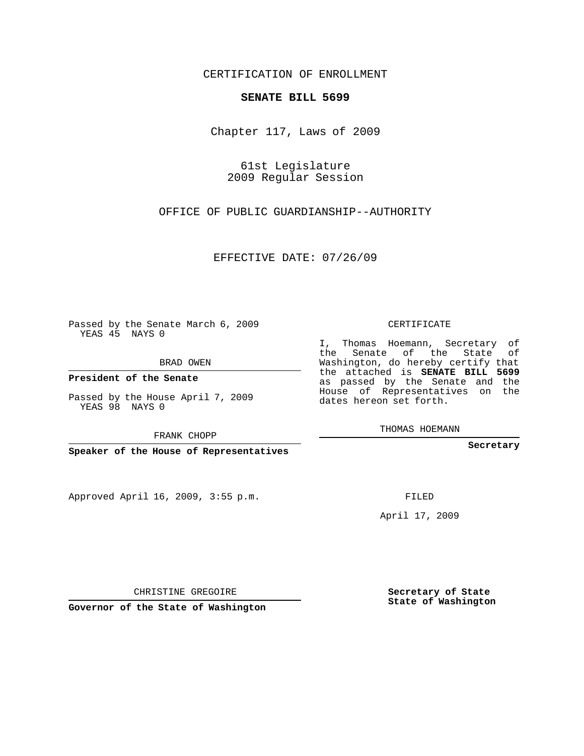CERTIFICATION OF ENROLLMENT

**SENATE BILL 5699**

Chapter 117, Laws of 2009

61st Legislature
2009 Regular Session

OFFICE OF PUBLIC GUARDIANSHIP--AUTHORITY

EFFECTIVE DATE: 07/26/09

Passed by the Senate March 6, 2009
YEAS 45 NAYS 0

BRAD OWEN

**President of the Senate**

Passed by the House April 7, 2009
YEAS 98 NAYS 0

FRANK CHOPP

**Speaker of the House of Representatives**

Approved April 16, 2009, 3:55 p.m.

CHRISTINE GREGOIRE

**Governor of the State of Washington**

CERTIFICATE

I, Thomas Hoemann, Secretary of the Senate of the State of Washington, do hereby certify that the attached is **SENATE BILL 5699** as passed by the Senate and the House of Representatives on the dates hereon set forth.

THOMAS HOEMANN

**Secretary**

FILED

April 17, 2009

**Secretary of State**
**State of Washington**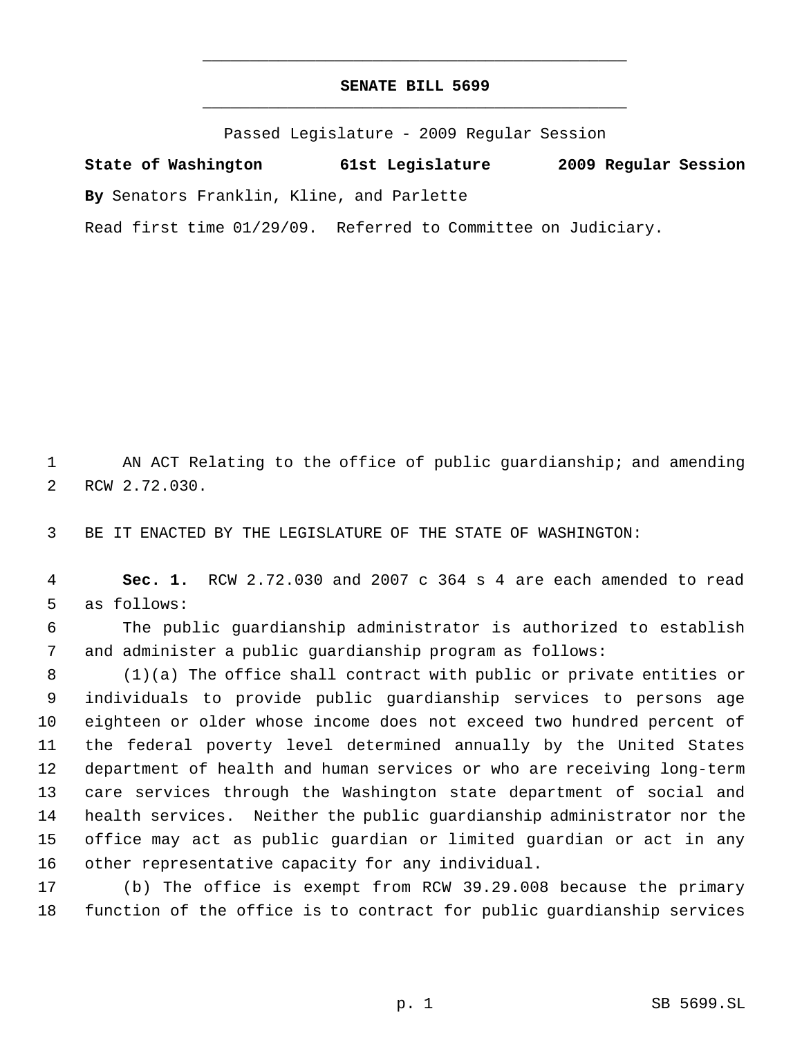# SENATE BILL 5699

Passed Legislature - 2009 Regular Session

**State of Washington 61st Legislature 2009 Regular Session**

**By** Senators Franklin, Kline, and Parlette

Read first time 01/29/09. Referred to Committee on Judiciary.

AN ACT Relating to the office of public guardianship; and amending RCW 2.72.030.

BE IT ENACTED BY THE LEGISLATURE OF THE STATE OF WASHINGTON:

**Sec. 1.** RCW 2.72.030 and 2007 c 364 s 4 are each amended to read as follows:

The public guardianship administrator is authorized to establish and administer a public guardianship program as follows:

(1)(a) The office shall contract with public or private entities or individuals to provide public guardianship services to persons age eighteen or older whose income does not exceed two hundred percent of the federal poverty level determined annually by the United States department of health and human services or who are receiving long-term care services through the Washington state department of social and health services. Neither the public guardianship administrator nor the office may act as public guardian or limited guardian or act in any other representative capacity for any individual.

(b) The office is exempt from RCW 39.29.008 because the primary function of the office is to contract for public guardianship services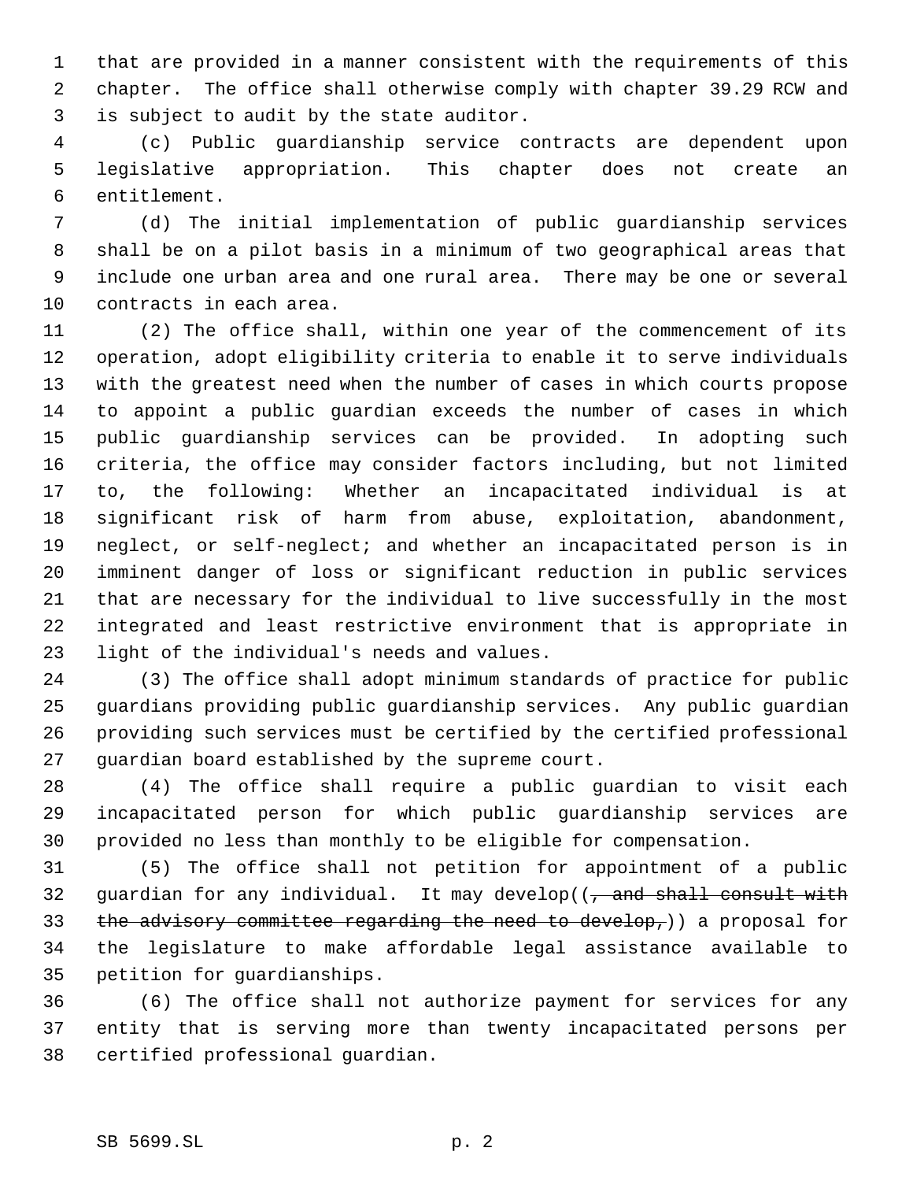that are provided in a manner consistent with the requirements of this chapter. The office shall otherwise comply with chapter 39.29 RCW and is subject to audit by the state auditor.

(c) Public guardianship service contracts are dependent upon legislative appropriation. This chapter does not create an entitlement.

(d) The initial implementation of public guardianship services shall be on a pilot basis in a minimum of two geographical areas that include one urban area and one rural area. There may be one or several contracts in each area.

(2) The office shall, within one year of the commencement of its operation, adopt eligibility criteria to enable it to serve individuals with the greatest need when the number of cases in which courts propose to appoint a public guardian exceeds the number of cases in which public guardianship services can be provided. In adopting such criteria, the office may consider factors including, but not limited to, the following: Whether an incapacitated individual is at significant risk of harm from abuse, exploitation, abandonment, neglect, or self-neglect; and whether an incapacitated person is in imminent danger of loss or significant reduction in public services that are necessary for the individual to live successfully in the most integrated and least restrictive environment that is appropriate in light of the individual's needs and values.

(3) The office shall adopt minimum standards of practice for public guardians providing public guardianship services. Any public guardian providing such services must be certified by the certified professional guardian board established by the supreme court.

(4) The office shall require a public guardian to visit each incapacitated person for which public guardianship services are provided no less than monthly to be eligible for compensation.

(5) The office shall not petition for appointment of a public guardian for any individual. It may develop((~~, and shall consult with the advisory committee regarding the need to develop,~~)) a proposal for the legislature to make affordable legal assistance available to petition for guardianships.

(6) The office shall not authorize payment for services for any entity that is serving more than twenty incapacitated persons per certified professional guardian.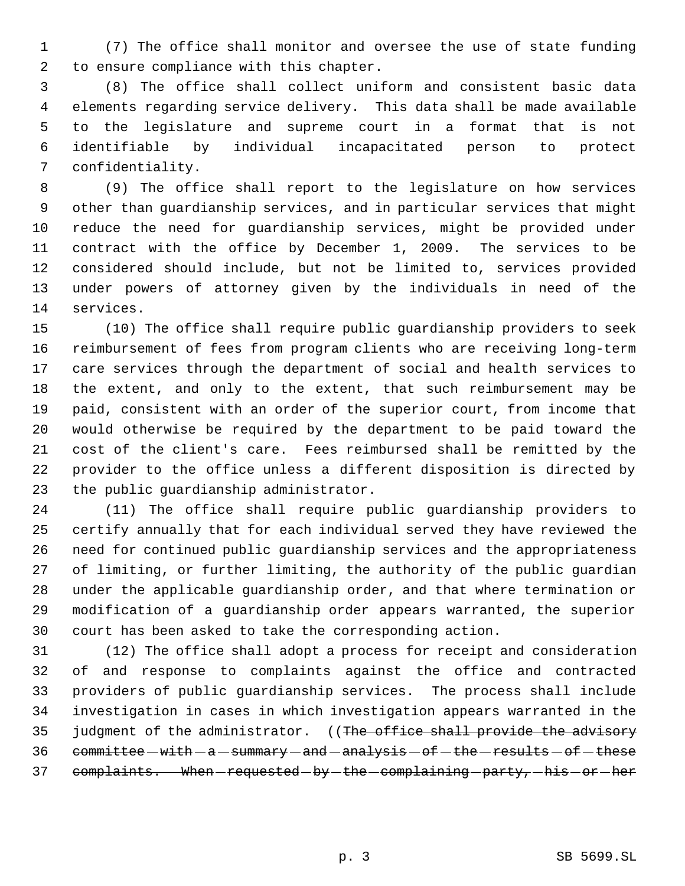(7) The office shall monitor and oversee the use of state funding to ensure compliance with this chapter.

(8) The office shall collect uniform and consistent basic data elements regarding service delivery. This data shall be made available to the legislature and supreme court in a format that is not identifiable by individual incapacitated person to protect confidentiality.

(9) The office shall report to the legislature on how services other than guardianship services, and in particular services that might reduce the need for guardianship services, might be provided under contract with the office by December 1, 2009. The services to be considered should include, but not be limited to, services provided under powers of attorney given by the individuals in need of the services.

(10) The office shall require public guardianship providers to seek reimbursement of fees from program clients who are receiving long-term care services through the department of social and health services to the extent, and only to the extent, that such reimbursement may be paid, consistent with an order of the superior court, from income that would otherwise be required by the department to be paid toward the cost of the client's care. Fees reimbursed shall be remitted by the provider to the office unless a different disposition is directed by the public guardianship administrator.

(11) The office shall require public guardianship providers to certify annually that for each individual served they have reviewed the need for continued public guardianship services and the appropriateness of limiting, or further limiting, the authority of the public guardian under the applicable guardianship order, and that where termination or modification of a guardianship order appears warranted, the superior court has been asked to take the corresponding action.

(12) The office shall adopt a process for receipt and consideration of and response to complaints against the office and contracted providers of public guardianship services. The process shall include investigation in cases in which investigation appears warranted in the judgment of the administrator. ((~~The office shall provide the advisory committee with a summary and analysis of the results of these complaints. When requested by the complaining party, his or her~~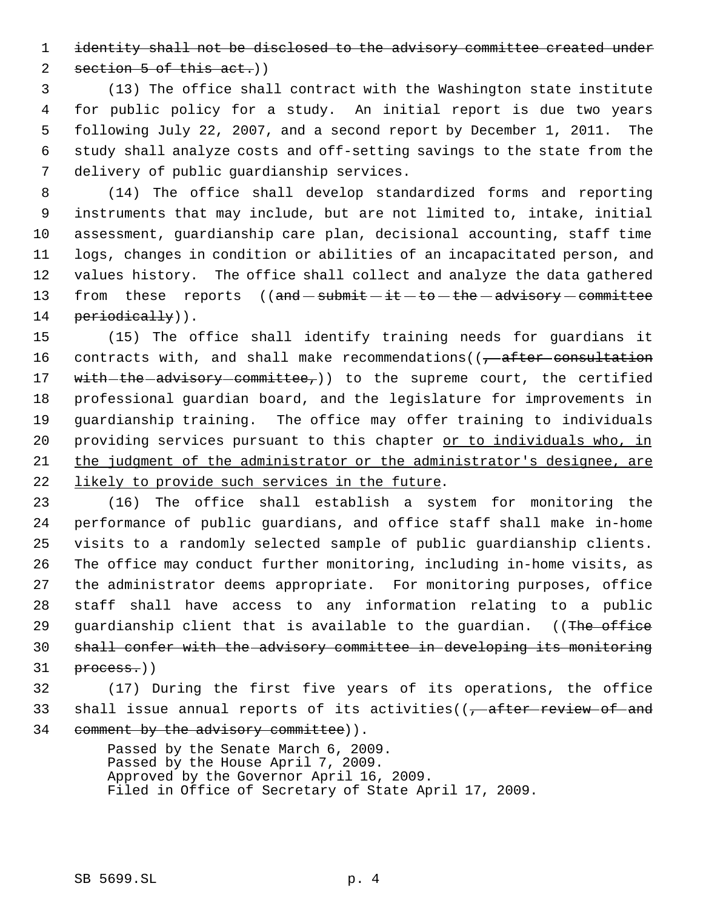identity shall not be disclosed to the advisory committee created under section 5 of this act.))

(13) The office shall contract with the Washington state institute for public policy for a study. An initial report is due two years following July 22, 2007, and a second report by December 1, 2011. The study shall analyze costs and off-setting savings to the state from the delivery of public guardianship services.

(14) The office shall develop standardized forms and reporting instruments that may include, but are not limited to, intake, initial assessment, guardianship care plan, decisional accounting, staff time logs, changes in condition or abilities of an incapacitated person, and values history. The office shall collect and analyze the data gathered from these reports ((and submit it to the advisory committee periodically)).

(15) The office shall identify training needs for guardians it contracts with, and shall make recommendations((, after consultation with the advisory committee,)) to the supreme court, the certified professional guardian board, and the legislature for improvements in guardianship training. The office may offer training to individuals providing services pursuant to this chapter or to individuals who, in the judgment of the administrator or the administrator's designee, are likely to provide such services in the future.

(16) The office shall establish a system for monitoring the performance of public guardians, and office staff shall make in-home visits to a randomly selected sample of public guardianship clients. The office may conduct further monitoring, including in-home visits, as the administrator deems appropriate. For monitoring purposes, office staff shall have access to any information relating to a public guardianship client that is available to the guardian. ((The office shall confer with the advisory committee in developing its monitoring process.))

(17) During the first five years of its operations, the office shall issue annual reports of its activities((, after review of and comment by the advisory committee)).

Passed by the Senate March 6, 2009.
Passed by the House April 7, 2009.
Approved by the Governor April 16, 2009.
Filed in Office of Secretary of State April 17, 2009.